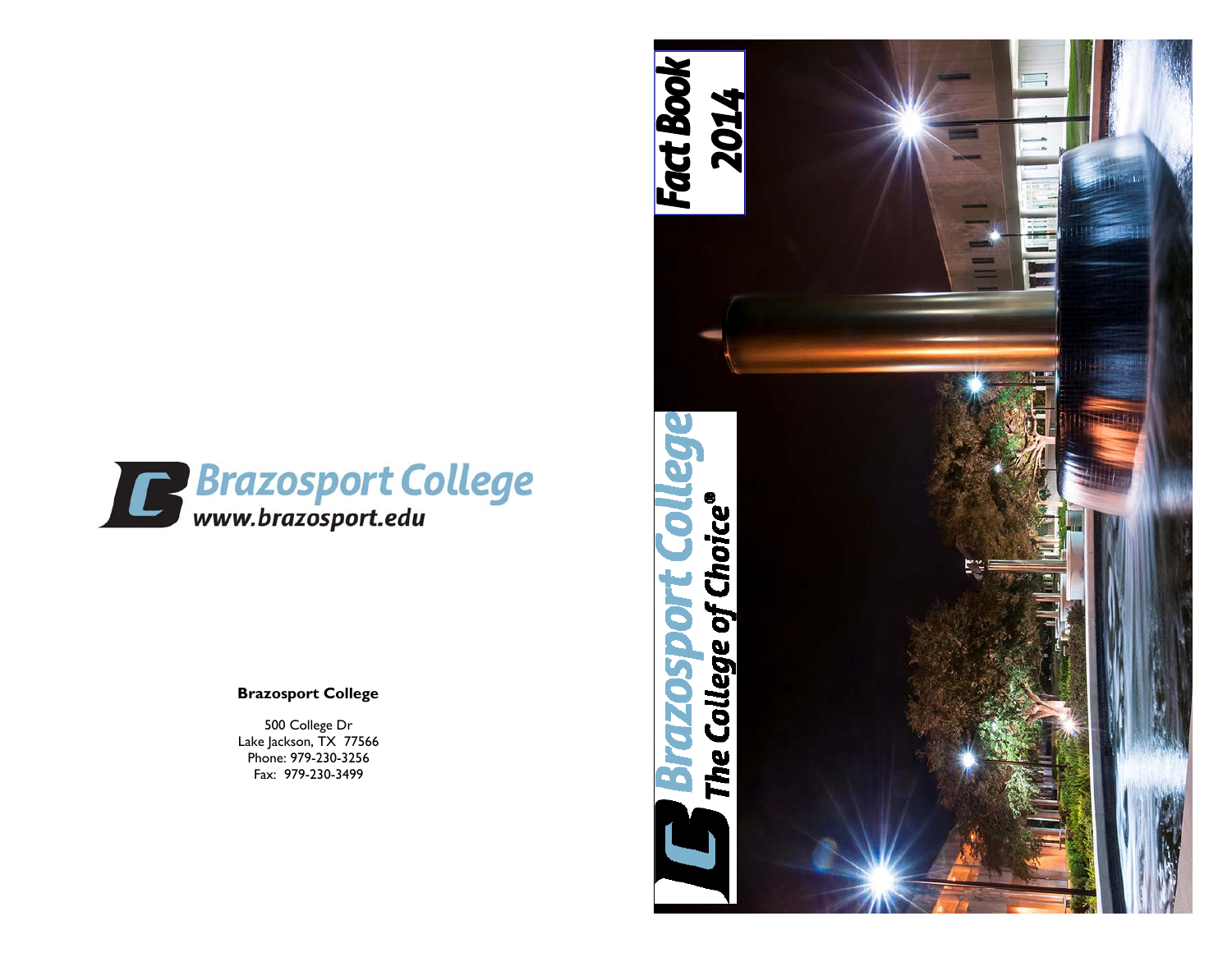# Fact Book 2014

## Brazosport College

*The College of Choice®*

**Brazosport College**

*www.brazosport.edu*

**Brazosport College**

500 College Dr
Lake Jackson, TX 77566
Phone: 979-230-3256
Fax: 979-230-3499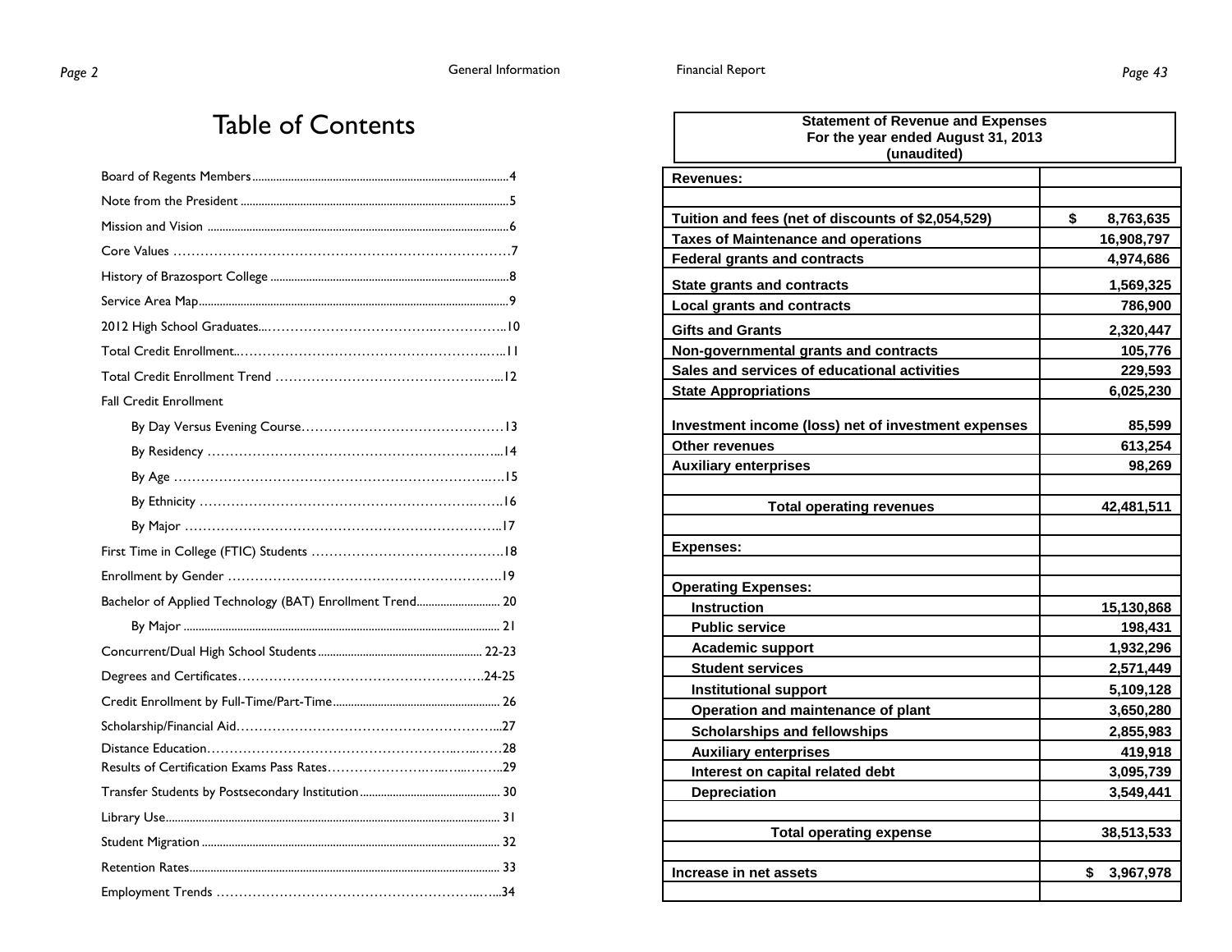# Table of Contents

Board of Regents Members....................................4

Note from the President....................................5

Mission and Vision....................................6

Core Values....................................7

History of Brazosport College....................................8

Service Area Map....................................9

2012 High School Graduates....................................10

Total Credit Enrollment....................................11

Total Credit Enrollment Trend....................................12

Fall Credit Enrollment

- By Day Versus Evening Course....................................13
- By Residency....................................14
- By Age....................................15
- By Ethnicity....................................16
- By Major....................................17

First Time in College (FTIC) Students....................................18

Enrollment by Gender....................................19

Bachelor of Applied Technology (BAT) Enrollment Trend....................................20

- By Major....................................21

Concurrent/Dual High School Students....................................22-23

Degrees and Certificates....................................24-25

Credit Enrollment by Full-Time/Part-Time....................................26

Scholarship/Financial Aid....................................27

Distance Education....................................28

Results of Certification Exams Pass Rates....................................29

Transfer Students by Postsecondary Institution....................................30

Library Use....................................31

Student Migration....................................32

Retention Rates....................................33

Employment Trends....................................34

**Statement of Revenue and Expenses**
**For the year ended August 31, 2013**
**(unaudited)**

| Revenues: | |
|---|---|
| | |
| Tuition and fees (net of discounts of $2,054,529) | $ 8,763,635 |
| Taxes of Maintenance and operations | 16,908,797 |
| Federal grants and contracts | 4,974,686 |
| State grants and contracts | 1,569,325 |
| Local grants and contracts | 786,900 |
| Gifts and Grants | 2,320,447 |
| Non-governmental grants and contracts | 105,776 |
| Sales and services of educational activities | 229,593 |
| State Appropriations | 6,025,230 |
| Investment income (loss) net of investment expenses | 85,599 |
| Other revenues | 613,254 |
| Auxiliary enterprises | 98,269 |
| | |
| Total operating revenues | 42,481,511 |
| | |
| **Expenses:** | |
| | |
| **Operating Expenses:** | |
| Instruction | 15,130,868 |
| Public service | 198,431 |
| Academic support | 1,932,296 |
| Student services | 2,571,449 |
| Institutional support | 5,109,128 |
| Operation and maintenance of plant | 3,650,280 |
| Scholarships and fellowships | 2,855,983 |
| Auxiliary enterprises | 419,918 |
| Interest on capital related debt | 3,095,739 |
| Depreciation | 3,549,441 |
| | |
| Total operating expense | 38,513,533 |
| | |
| Increase in net assets | $ 3,967,978 |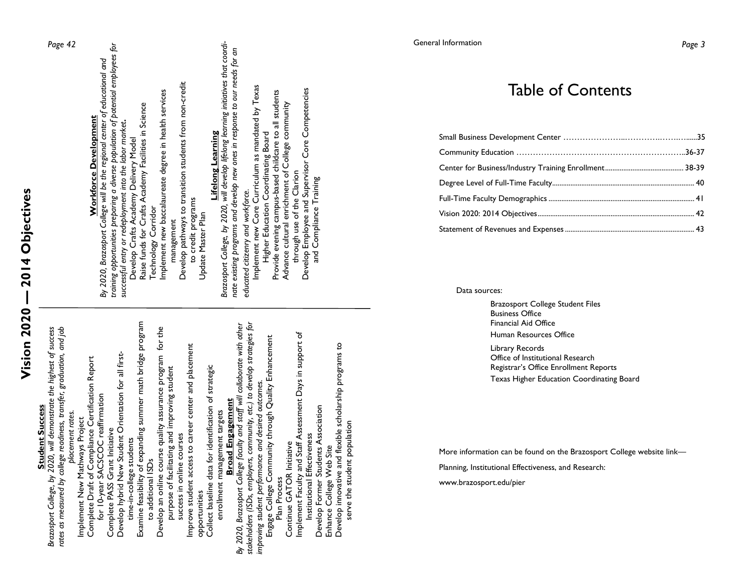# Vision 2020 — 2014 Objectives

**Student Success**

*Brazosport College, by 2020, will demonstrate the highest of success rates as measured by college readiness, transfer, graduation, and job placement rates.*

- Implement New Mathways Project
- Complete Draft of Compliance Certification Report for 10-year SACSCOC reaffirmation
- Complete PASS Grant Initiative
- Develop hybrid New Student Orientation for all first-time-in-college students
- Examine feasibility of expanding summer math bridge program to additional ISDs
- Develop an online course quality assurance program for the purpose of facilitating and improving student success in online courses
- Improve student access to career center and placement opportunities
- Collect baseline data for identification of strategic enrollment management targets

**Broad Engagement**

*By 2020, Brazosport College faculty and staff will collaborate with other stakeholders (ISDs, employers, community, etc.) to develop strategies for improving student performance and desired outcomes.*

- Engage College Community through Quality Enhancement Plan Process
- Continue GATOR Initiative
- Implement Faculty and Staff Assessment Days in support of Institutional Effectiveness
- Develop Former Students Association
- Enhance College Web Site
- Develop innovative and flexible scholarship programs to serve the student population

**Workforce Development**

*By 2020, Brazosport College will be the regional center of educational and training opportunities preparing a diverse population of potential employees for successful entry or redeployment into the labor market.*

- Develop Crafts Academy Delivery Model
- Raise funds for Crafts Academy Facilities in Science Technology Corridor
- Implement new baccalaureate degree in health services management
- Develop pathways to transition students from non-credit to credit programs
- Update Master Plan

**Lifelong Learning**

*Brazosport College, by 2020, will develop lifelong learning initiatives that coordinate existing programs and develop new ones in response to our needs for an educated citizenry and workforce.*

- Implement new Core Curriculum as mandated by Texas Higher Education Coordinating Board
- Provide evening campus-based childcare to all students
- Advance cultural enrichment of College community through use of the Clarion
- Develop Employee and Supervisor Core Competencies and Compliance Training

General Information

# Table of Contents

| | |
|---|---|
| Small Business Development Center | 35 |
| Community Education | 36-37 |
| Center for Business/Industry Training Enrollment | 38-39 |
| Degree Level of Full-Time Faculty | 40 |
| Full-Time Faculty Demographics | 41 |
| Vision 2020: 2014 Objectives | 42 |
| Statement of Revenues and Expenses | 43 |

Data sources:

- Brazosport College Student Files
- Business Office
- Financial Aid Office
- Human Resources Office
- Library Records
- Office of Institutional Research
- Registrar's Office Enrollment Reports
- Texas Higher Education Coordinating Board

More information can be found on the Brazosport College website link—

Planning, Institutional Effectiveness, and Research:

www.brazosport.edu/pier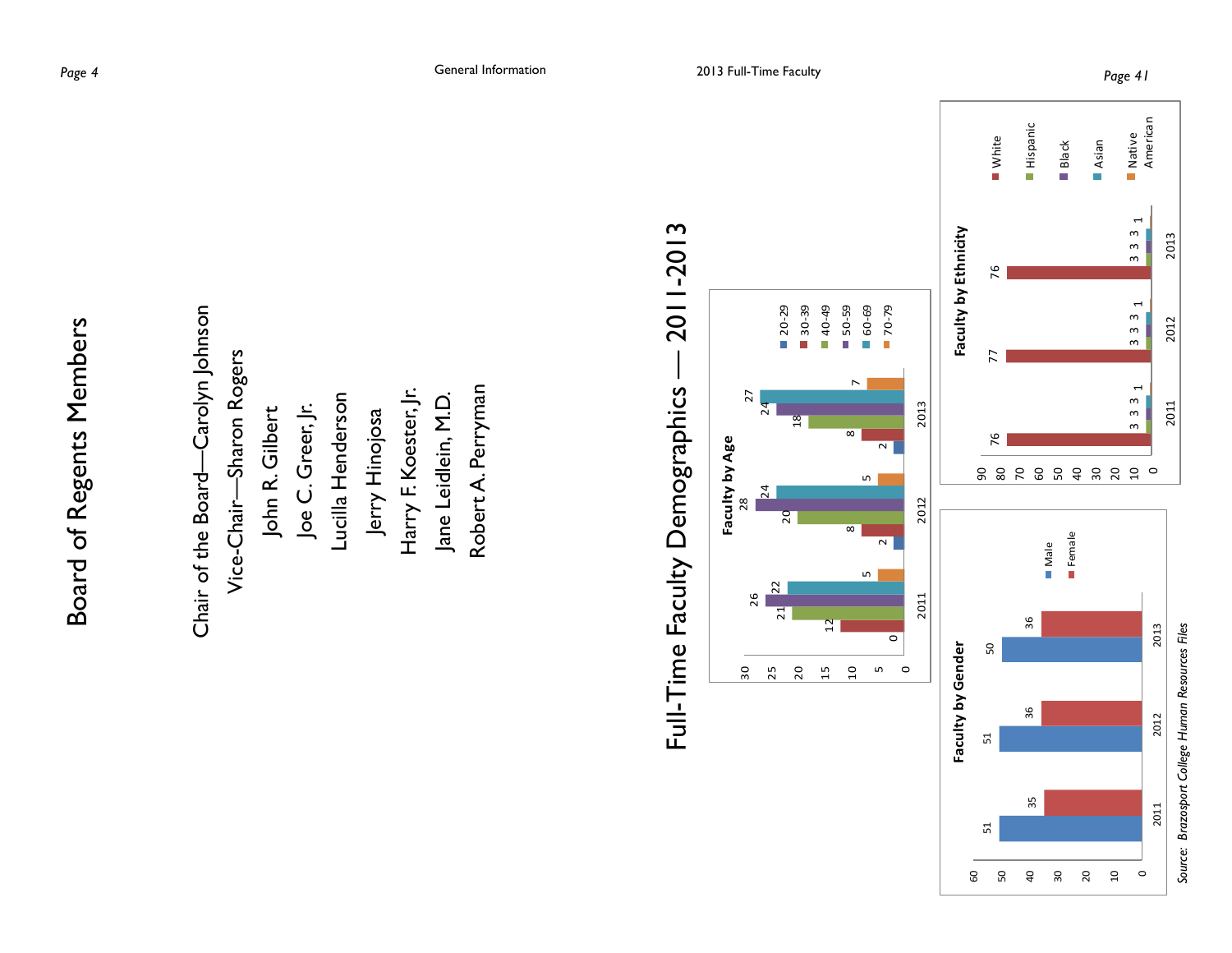# Board of Regents Members

Chair of the Board—Carolyn Johnson

Vice-Chair—Sharon Rogers

John R. Gilbert

Joe C. Greer, Jr.

Lucilla Henderson

Jerry Hinojosa

Harry F. Koester, Jr.

Jane Leidlein, M.D.

Robert A. Perryman

# Full-Time Faculty Demographics — 2011-2013

**Faculty by Age**

| Age | 2011 | 2012 | 2013 |
|---|---|---|---|
| 20-29 | 0 | 2 | 2 |
| 30-39 | 12 | 8 | 8 |
| 40-49 | 21 | 20 | 18 |
| 50-59 | 26 | 28 | 24 |
| 60-69 | 22 | 24 | 27 |
| 70-79 | 5 | 5 | 7 |

**Faculty by Gender**

| Gender | 2011 | 2012 | 2013 |
|---|---|---|---|
| Male | 51 | 51 | 50 |
| Female | 35 | 36 | 36 |

**Faculty by Ethnicity**

| Ethnicity | 2011 | 2012 | 2013 |
|---|---|---|---|
| White | 76 | 77 | 76 |
| Hispanic | 3 | 3 | 3 |
| Black | 3 | 3 | 3 |
| Asian | 3 | 3 | 3 |
| Native American | 1 | 1 | 1 |

*Source: Brazosport College Human Resources Files*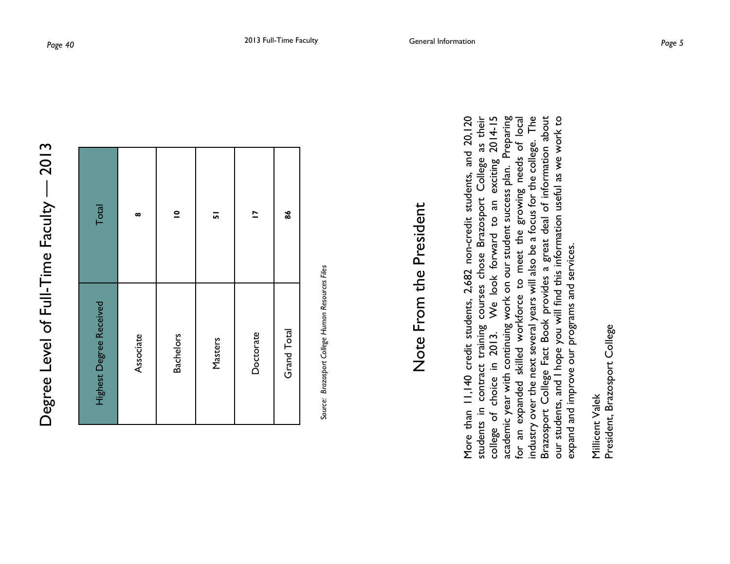# Degree Level of Full-Time Faculty — 2013

| Highest Degree Received | Total |
|---|---|
| Associate | **8** |
| Bachelors | **10** |
| Masters | **51** |
| Doctorate | **17** |
| Grand Total | **86** |

*Source: Brazosport College Human Resources Files*

# Note From the President

More than 11,140 credit students, 2,682 non-credit students, and 20,120 students in contract training courses chose Brazosport College as their college of choice in 2013. We look forward to an exciting 2014-15 academic year with continuing work on our student success plan. Preparing for an expanded skilled workforce to meet the growing needs of local industry over the next several years will also be a focus for the college. The Brazosport College Fact Book provides a great deal of information about our students, and I hope you will find this information useful as we work to expand and improve our programs and services.

Millicent Valek
President, Brazosport College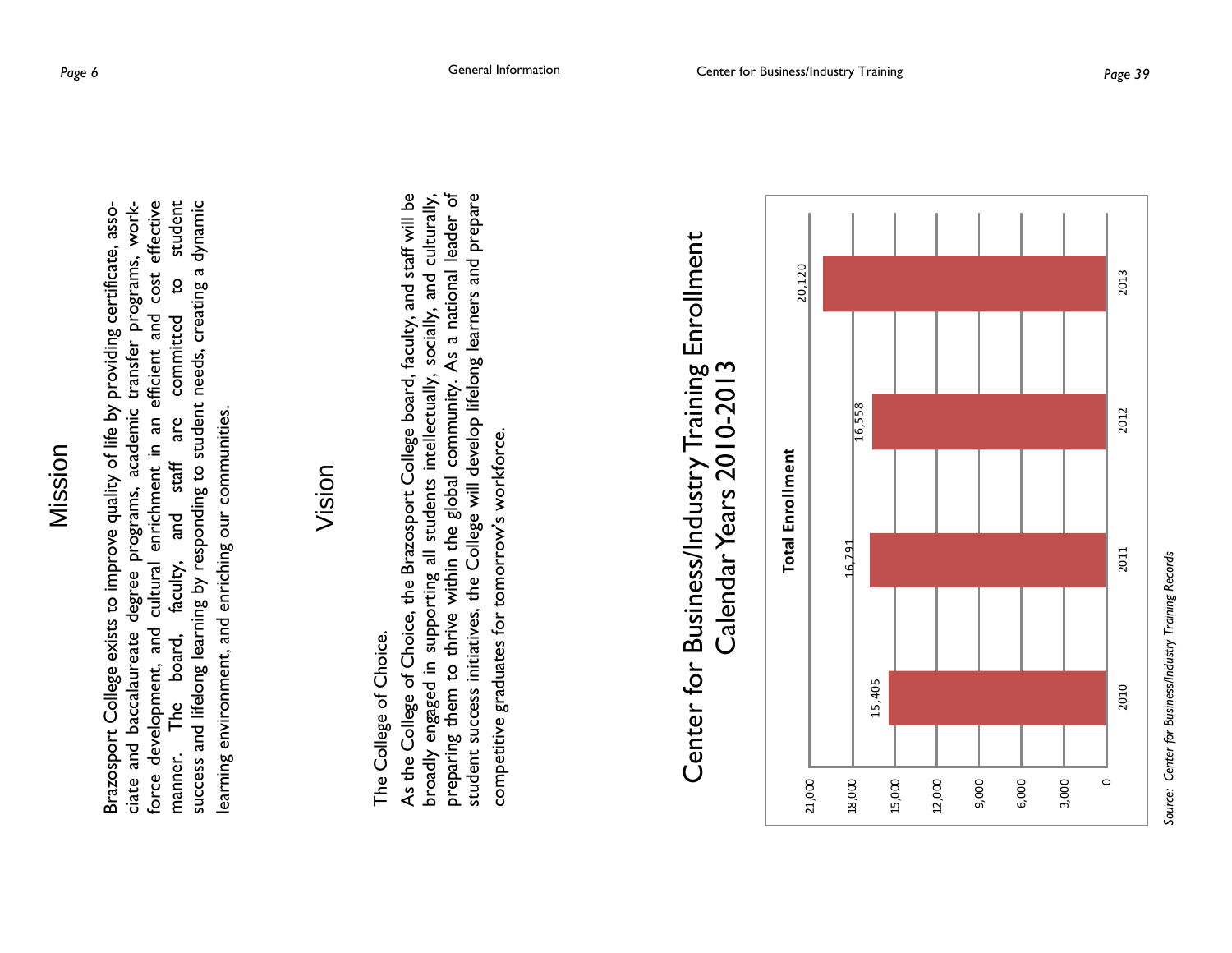# Mission

Brazosport College exists to improve quality of life by providing certificate, associate and baccalaureate degree programs, academic transfer programs, workforce development, and cultural enrichment in an efficient and cost effective manner. The board, faculty, and staff are committed to student success and lifelong learning by responding to student needs, creating a dynamic learning environment, and enriching our communities.

# Vision

The College of Choice.

As the College of Choice, the Brazosport College board, faculty, and staff will be broadly engaged in supporting all students intellectually, socially, and culturally, preparing them to thrive within the global community. As a national leader of student success initiatives, the College will develop lifelong learners and prepare competitive graduates for tomorrow's workforce.

# Center for Business/Industry Training Enrollment Calendar Years 2010-2013

**Total Enrollment**

| Year | Total Enrollment |
|---|---|
| 2010 | 15,405 |
| 2011 | 16,791 |
| 2012 | 16,558 |
| 2013 | 20,120 |

*Source: Center for Business/Industry Training Records*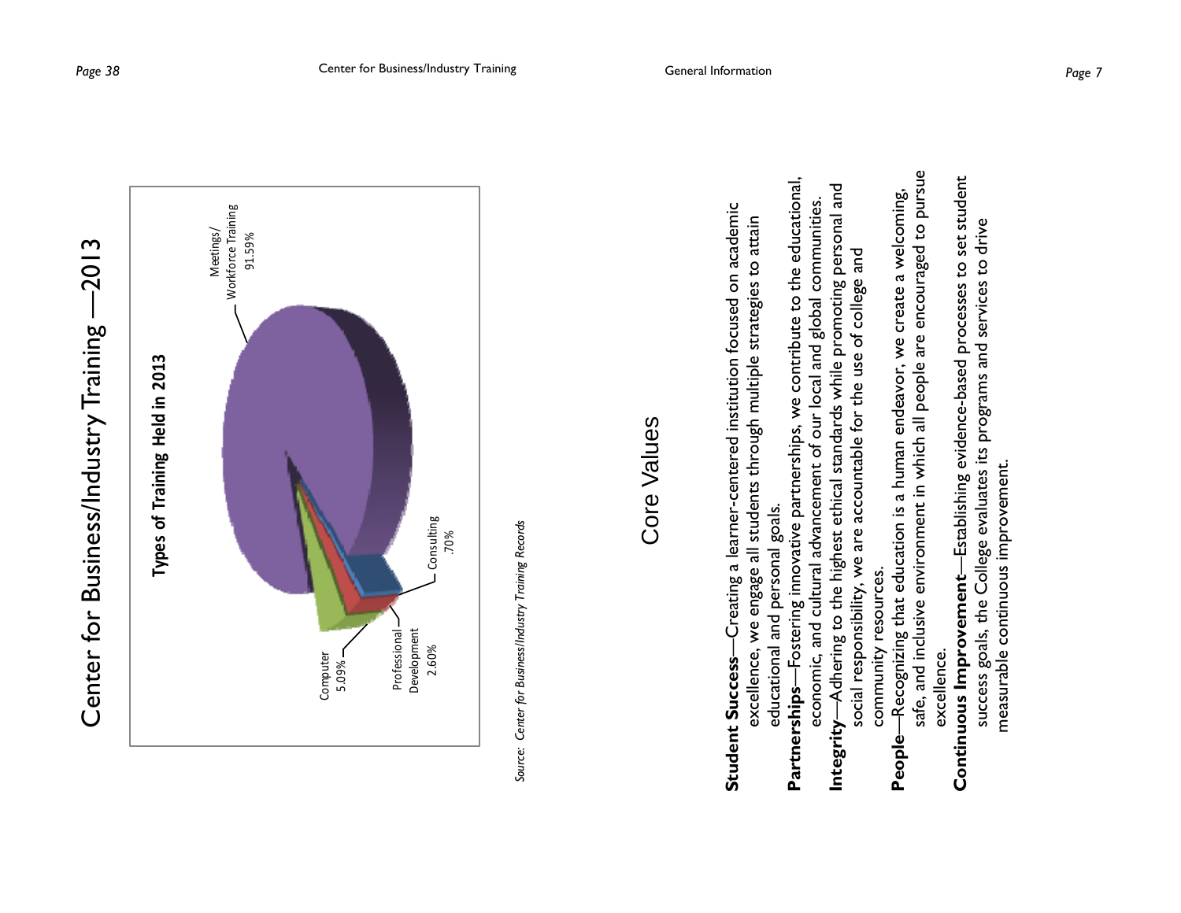# Center for Business/Industry Training —2013

**Types of Training Held in 2013**

| Type of Training | Percentage |
|---|---|
| Meetings/Workforce Training | 91.59% |
| Computer | 5.09% |
| Professional Development | 2.60% |
| Consulting | .70% |

*Source: Center for Business/Industry Training Records*

# Core Values

**Student Success**—Creating a learner-centered institution focused on academic excellence, we engage all students through multiple strategies to attain educational and personal goals.

**Partnerships**—Fostering innovative partnerships, we contribute to the educational, economic, and cultural advancement of our local and global communities.

**Integrity**—Adhering to the highest ethical standards while promoting personal and social responsibility, we are accountable for the use of college and community resources.

**People**—Recognizing that education is a human endeavor, we create a welcoming, safe, and inclusive environment in which all people are encouraged to pursue excellence.

**Continuous Improvement**—Establishing evidence-based processes to set student success goals, the College evaluates its programs and services to drive measurable continuous improvement.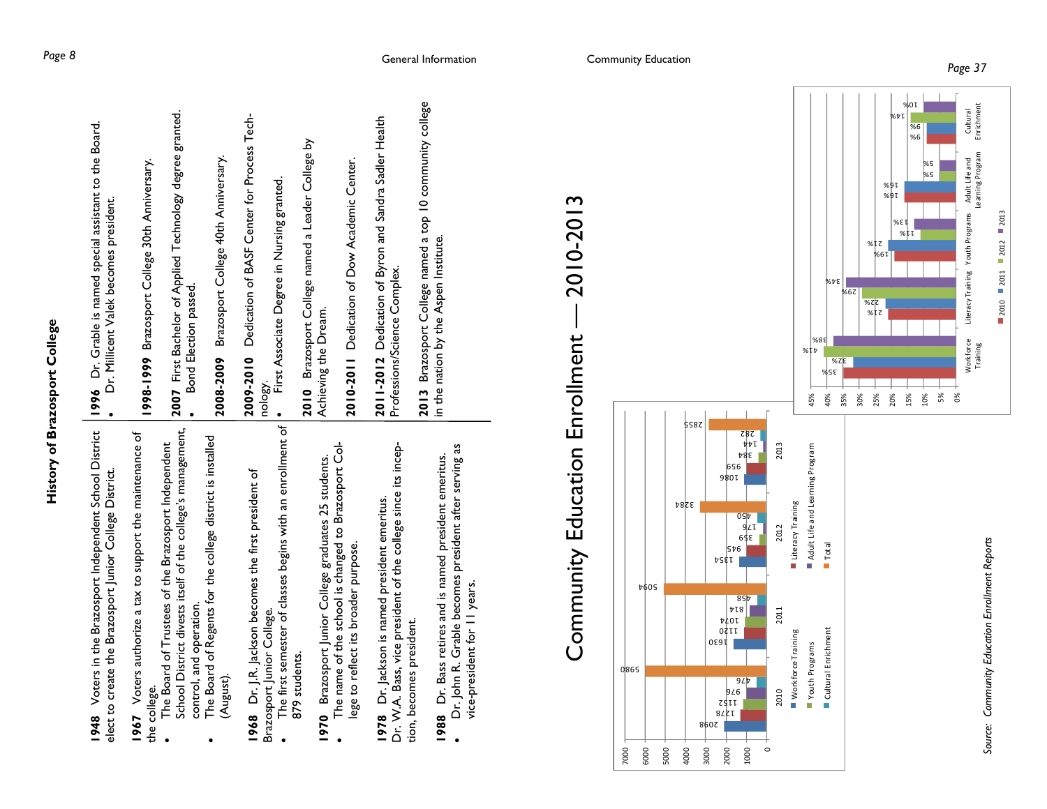## History of Brazosport College

**1948** Voters in the Brazosport Independent School District elect to create the Brazosport Junior College District.

**1967** Voters authorize a tax to support the maintenance of the college.

- The Board of Trustees of the Brazosport Independent School District divests itself of the college's management, control, and operation.
- The Board of Regents for the college district is installed (August).

**1968** Dr. J.R. Jackson becomes the first president of Brazosport Junior College.

- The first semester of classes begins with an enrollment of 879 students.

**1970** Brazosport Junior College graduates 25 students.

- The name of the school is changed to Brazosport College to reflect its broader purpose.

**1978** Dr. Jackson is named president emeritus. Dr. W.A. Bass, vice president of the college since its inception, becomes president.

**1988** Dr. Bass retires and is named president emeritus.

- Dr. John R. Grable becomes president after serving as vice-president for 11 years.

**1996** Dr. Grable is named special assistant to the Board.

- Dr. Millicent Valek becomes president.

**1998-1999** Brazosport College 30th Anniversary.

**2007** First Bachelor of Applied Technology degree granted.

- Bond Election passed.

**2008-2009** Brazosport College 40th Anniversary.

**2009-2010** Dedication of BASF Center for Process Technology.

- First Associate Degree in Nursing granted.

**2010** Brazosport College named a Leader College by Achieving the Dream.

**2010-2011** Dedication of Dow Academic Center.

**2011-2012** Dedication of Byron and Sandra Sadler Health Professions/Science Complex.

**2013** Brazosport College named a top 10 community college in the nation by the Aspen Institute.

## Community Education

# Community Education Enrollment — 2010-2013

| | 2010 | 2011 | 2012 | 2013 |
|---|---|---|---|---|
| Workforce Training | 2098 | 1630 | 1354 | 1086 |
| Literacy Training | 1278 | 1120 | 945 | 959 |
| Youth Programs | 1152 | 1074 | 359 | 384 |
| Adult Life and Learning Program | 976 | 814 | 176 | 144 |
| Cultural Enrichment | 476 | 458 | 450 | 282 |
| Total | 5980 | 5094 | 3284 | 2855 |

| | 2010 | 2011 | 2012 | 2013 |
|---|---|---|---|---|
| Workforce Training | 35% | 32% | 41% | 38% |
| Literacy Training | 21% | 22% | 29% | 34% |
| Youth Programs | 19% | 21% | 11% | 13% |
| Adult Life and Learning Program | 16% | 16% | 5% | 5% |
| Cultural Enrichment | 8% | 9% | 14% | 10% |

*Source: Community Education Enrollment Reports*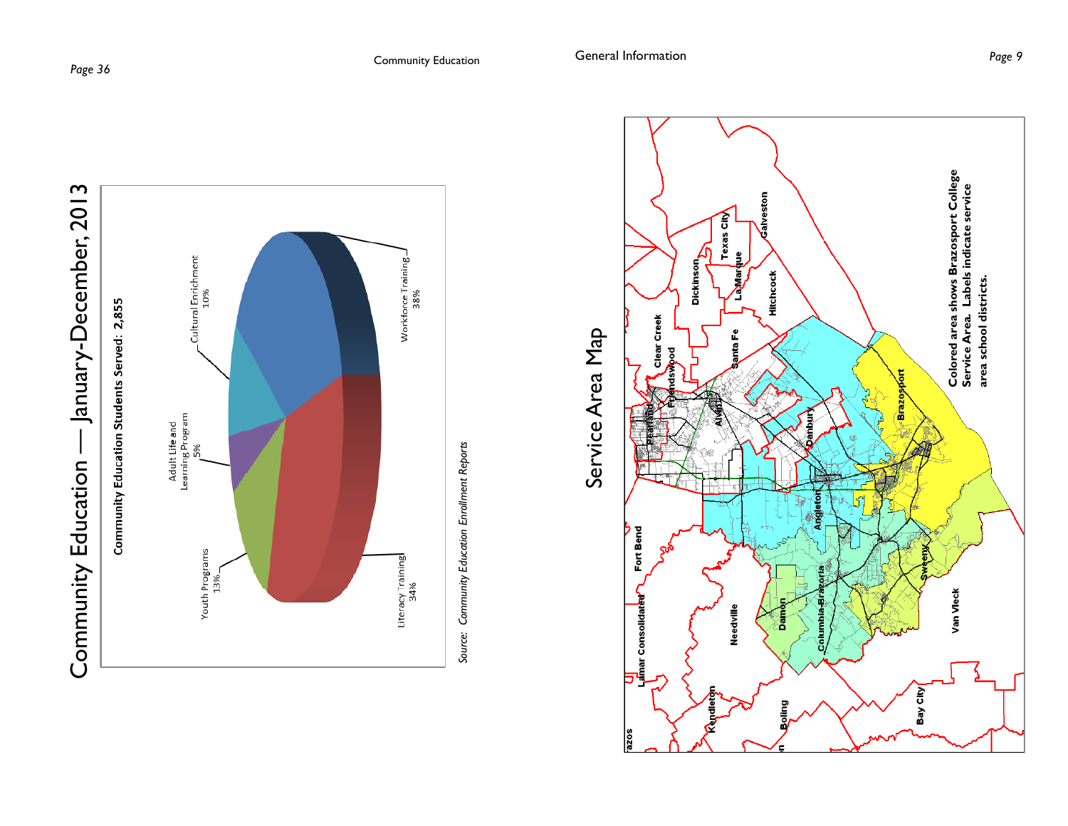# Community Education — January-December, 2013

**Community Education Students Served: 2,855**

| Program | Percent |
|---|---|
| Workforce Training | 38% |
| Literacy Training | 34% |
| Youth Programs | 13% |
| Cultural Enrichment | 10% |
| Adult Life and Learning Program | 5% |

*Source: Community Education Enrollment Reports*

# Service Area Map

Colored area shows Brazosport College Service Area. Labels indicate service area school districts.

Clear Creek, Friendswood, Pearland, Alvin, Santa Fe, Dickinson, Texas City, La Marque, Hitchcock, Galveston, Danbury, Brazosport, Angleton, Fort Bend, Lamar Consolidated, Needville, Damon, Columbia-Brazoria, Sweeny, Van Vleck, Kendleton, Boling, Bay City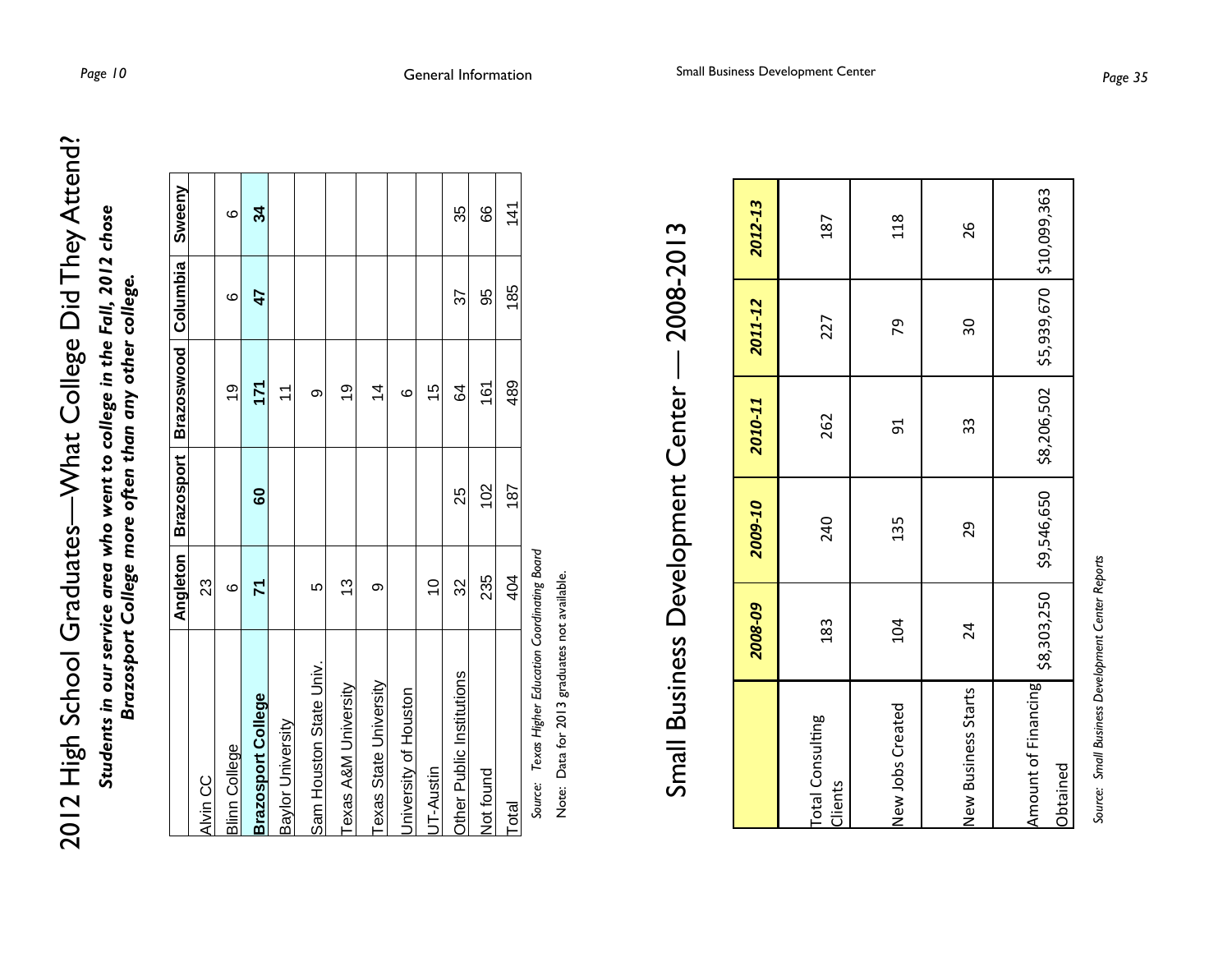# 2012 High School Graduates—What College Did They Attend?

***Students in our service area who went to college in the Fall, 2012 chose Brazosport College more often than any other college.***

| | Angleton | Brazosport | Brazoswood | Columbia | Sweeny |
|---|---|---|---|---|---|
| Alvin CC | 23 | | | | |
| Blinn College | 6 | | 19 | 6 | 6 |
| **Brazosport College** | **71** | **60** | **171** | **47** | **34** |
| Baylor University | | | 11 | | |
| Sam Houston State Univ. | 5 | | 9 | | |
| Texas A&M University | 13 | | 19 | | |
| Texas State University | 9 | | 14 | | |
| University of Houston | | | 6 | | |
| UT-Austin | 10 | | 15 | | |
| Other Public Institutions | 32 | 25 | 64 | 37 | 35 |
| Not found | 235 | 102 | 161 | 95 | 66 |
| Total | 404 | 187 | 489 | 185 | 141 |

*Source: Texas Higher Education Coordinating Board*

Note: Data for 2013 graduates not available.

# Small Business Development Center — 2008-2013

| | *2008-09* | *2009-10* | *2010-11* | *2011-12* | *2012-13* |
|---|---|---|---|---|---|
| Total Consulting Clients | 183 | 240 | 262 | 227 | 187 |
| New Jobs Created | 104 | 135 | 91 | 79 | 118 |
| New Business Starts | 24 | 29 | 33 | 30 | 26 |
| Amount of Financing Obtained | \$8,303,250 | \$9,546,650 | \$8,206,502 | \$5,939,670 | \$10,099,363 |

*Source: Small Business Development Center Reports*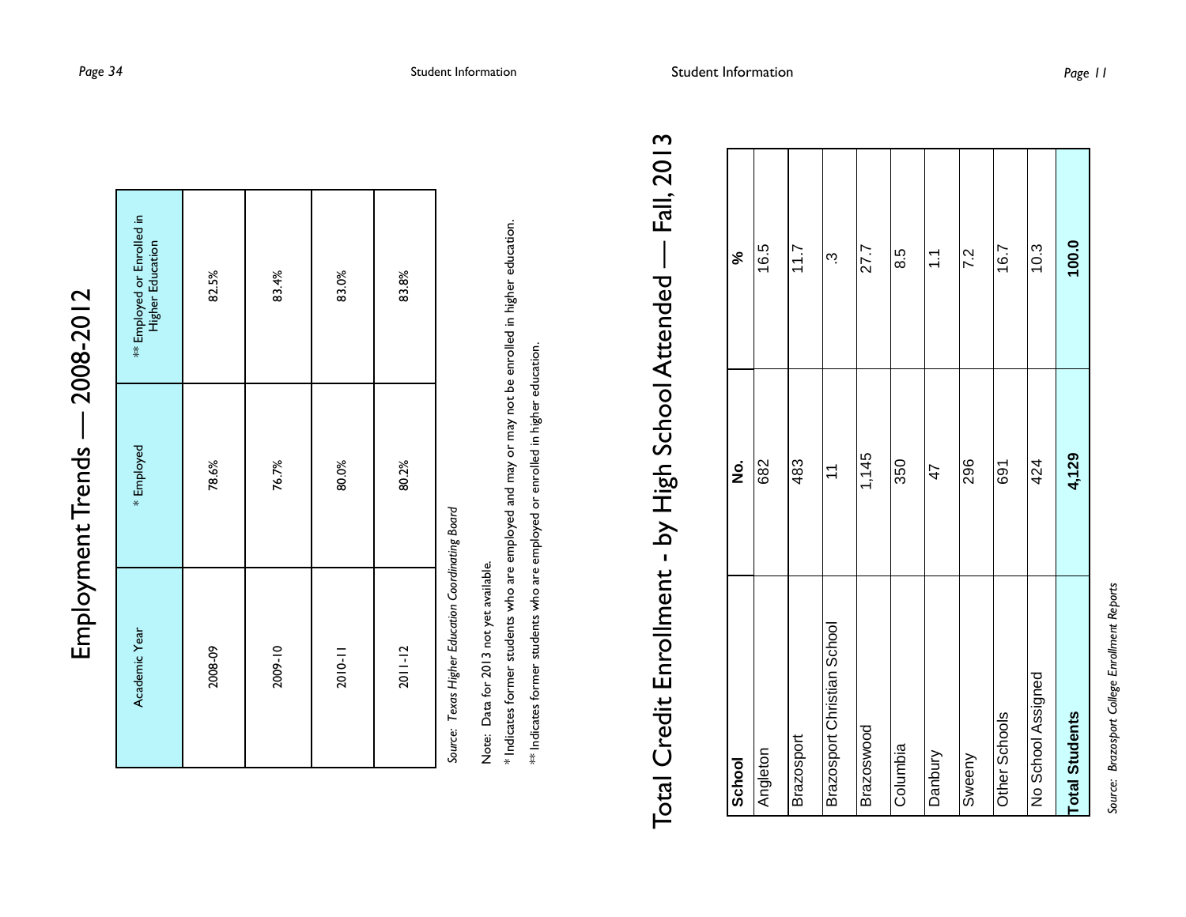# Employment Trends — 2008-2012

| Academic Year | * Employed | ** Employed or Enrolled in Higher Education |
|---|---|---|
| 2008-09 | 78.6% | 82.5% |
| 2009-10 | 76.7% | 83.4% |
| 2010-11 | 80.0% | 83.0% |
| 2011-12 | 80.2% | 83.8% |

*Source: Texas Higher Education Coordinating Board*

Note: Data for 2013 not yet available.

* Indicates former students who are employed and may or may not be enrolled in higher education.

** Indicates former students who are employed or enrolled in higher education.

# Total Credit Enrollment - by High School Attended — Fall, 2013

| School | No. | % |
|---|---|---|
| Angleton | 682 | 16.5 |
| Brazosport | 483 | 11.7 |
| Brazosport Christian School | 11 | .3 |
| Brazoswood | 1,145 | 27.7 |
| Columbia | 350 | 8.5 |
| Danbury | 47 | 1.1 |
| Sweeny | 296 | 7.2 |
| Other Schools | 691 | 16.7 |
| No School Assigned | 424 | 10.3 |
| **Total Students** | **4,129** | **100.0** |

*Source: Brazosport College Enrollment Reports*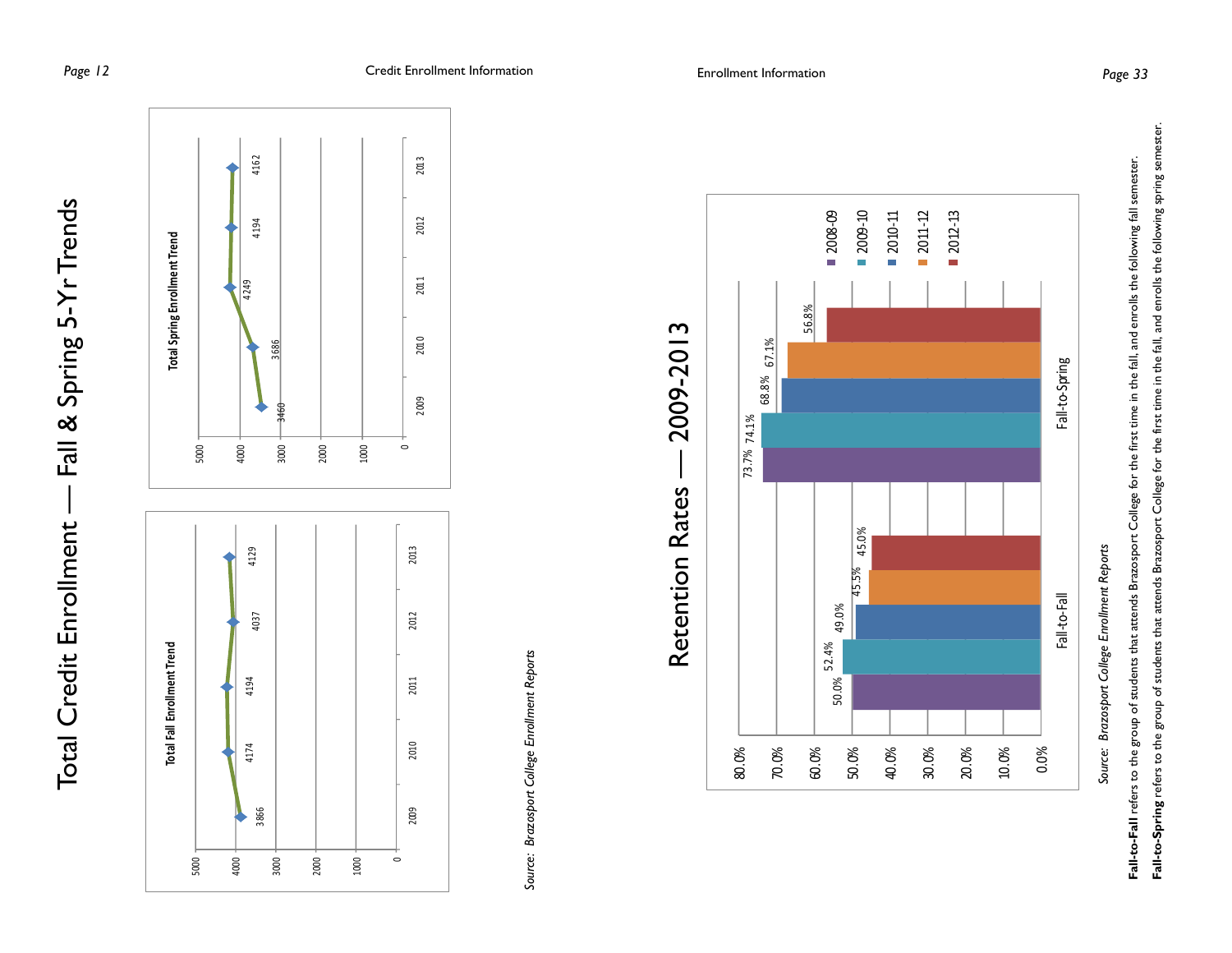# Total Credit Enrollment — Fall & Spring 5-Yr Trends

**Total Fall Enrollment Trend**

| Year | Enrollment |
|---|---|
| 2009 | 3866 |
| 2010 | 4174 |
| 2011 | 4194 |
| 2012 | 4037 |
| 2013 | 4129 |

**Total Spring Enrollment Trend**

| Year | Enrollment |
|---|---|
| 2009 | 3460 |
| 2010 | 3686 |
| 2011 | 4249 |
| 2012 | 4194 |
| 2013 | 4162 |

*Source: Brazosport College Enrollment Reports*

# Retention Rates — 2009-2013

| | 2008-09 | 2009-10 | 2010-11 | 2011-12 | 2012-13 |
|---|---|---|---|---|---|
| Fall-to-Fall | 50.0% | 52.4% | 49.0% | 45.5% | 45.0% |
| Fall-to-Spring | 73.7% | 74.1% | 68.8% | 67.1% | 56.8% |

*Source: Brazosport College Enrollment Reports*

**Fall-to-Fall** refers to the group of students that attends Brazosport College for the first time in the fall, and enrolls the following fall semester.

**Fall-to-Spring** refers to the group of students that attends Brazosport College for the first time in the fall, and enrolls the following spring semester.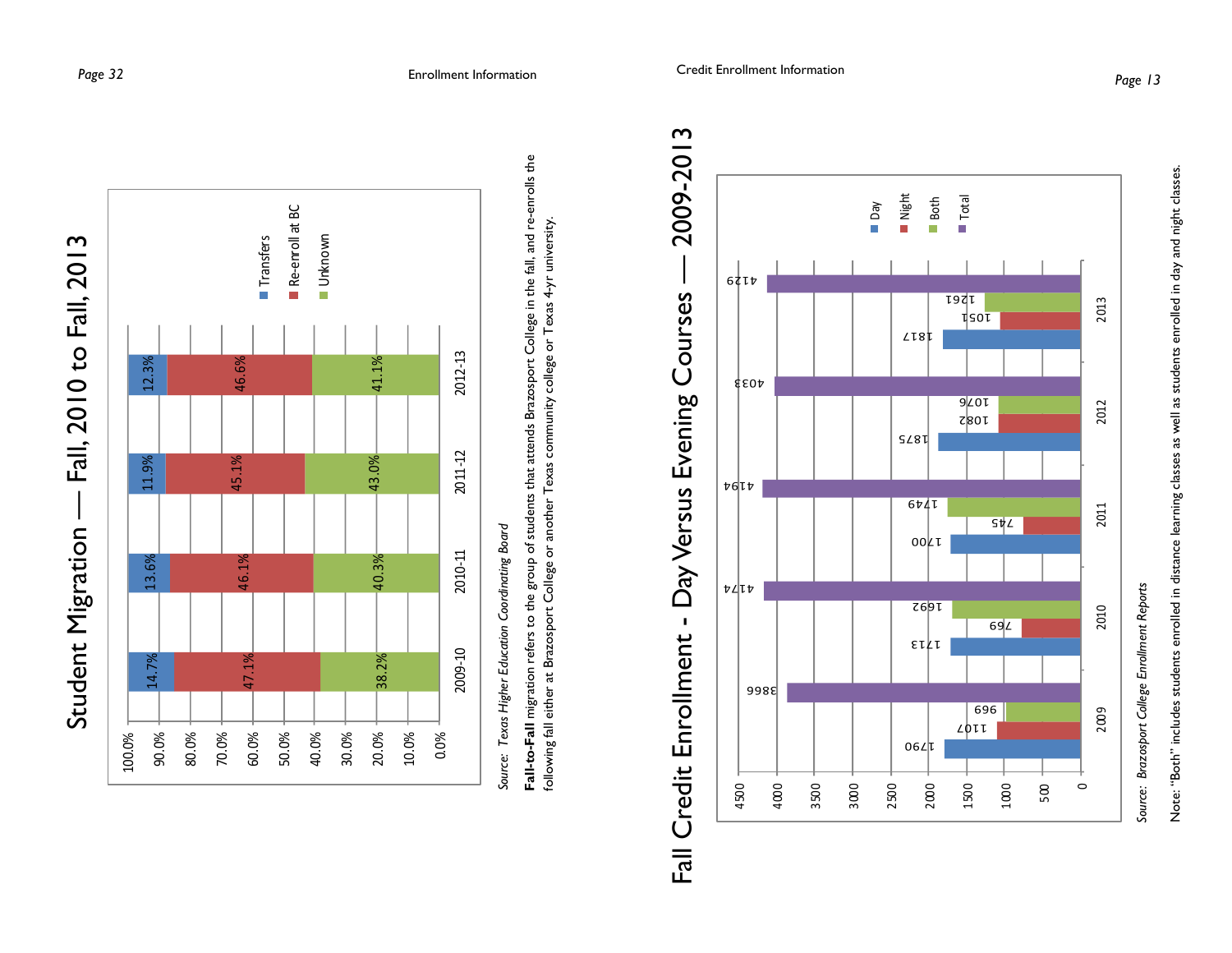# Student Migration — Fall, 2010 to Fall, 2013

| Year | Transfers | Re-enroll at BC | Unknown |
|---|---|---|---|
| 2009-10 | 14.7% | 47.1% | 38.2% |
| 2010-11 | 13.6% | 46.1% | 40.3% |
| 2011-12 | 11.9% | 45.1% | 43.0% |
| 2012-13 | 12.3% | 46.6% | 41.1% |

*Source: Texas Higher Education Coordinating Board*

**Fall-to-Fall** migration refers to the group of students that attends Brazosport College in the fall, and re-enrolls the following fall either at Brazosport College or another Texas community college or Texas 4-yr university.

# Fall Credit Enrollment - Day Versus Evening Courses — 2009-2013

| Year | Day | Night | Both | Total |
|---|---|---|---|---|
| 2009 | 1790 | 1107 | 969 | 3866 |
| 2010 | 1713 | 769 | 1692 | 4174 |
| 2011 | 1700 | 745 | 1749 | 4194 |
| 2012 | 1875 | 1082 | 1076 | 4033 |
| 2013 | 1817 | 1051 | 1261 | 4129 |

*Source: Brazosport College Enrollment Reports*

Note: "Both" includes students enrolled in distance learning classes as well as students enrolled in day and night classes.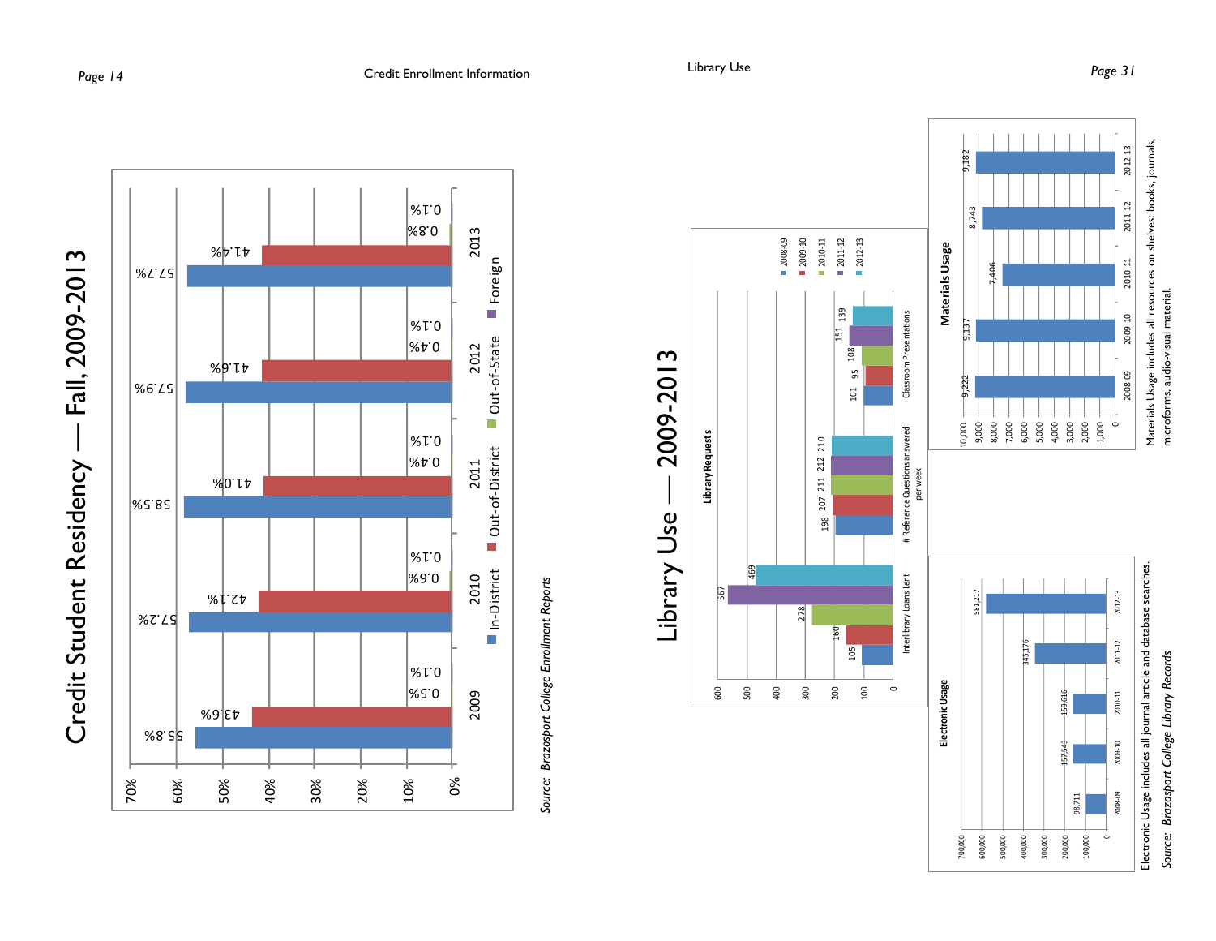# Credit Student Residency — Fall, 2009-2013

| Year | In-District | Out-of-District | Out-of-State | Foreign |
| --- | --- | --- | --- | --- |
| 2009 | 55.8% | 43.6% | 0.5% | 0.1% |
| 2010 | 57.2% | 42.1% | 0.6% | 0.1% |
| 2011 | 58.5% | 41.0% | 0.4% | 0.1% |
| 2012 | 57.9% | 41.6% | 0.4% | 0.1% |
| 2013 | 57.7% | 41.4% | 0.8% | 0.1% |

*Source: Brazosport College Enrollment Reports*

# Library Use — 2009-2013

**Library Requests**

| | 2008-09 | 2009-10 | 2010-11 | 2011-12 | 2012-13 |
| --- | --- | --- | --- | --- | --- |
| Interlibrary Loans Lent | 105 | 160 | 278 | 567 | 469 |
| # Reference Questions answered per week | 198 | 207 | 211 | 212 | 210 |
| Classroom Presentations | 101 | 95 | 108 | 151 | 139 |

**Materials Usage**

| 2008-09 | 2009-10 | 2010-11 | 2011-12 | 2012-13 |
| --- | --- | --- | --- | --- |
| 9,222 | 9,137 | 7,406 | 8,743 | 9,182 |

Materials Usage includes all resources on shelves: books, journals, microforms, audio-visual material.

**Electronic Usage**

| 2008-09 | 2009-10 | 2010-11 | 2011-12 | 2012-13 |
| --- | --- | --- | --- | --- |
| 98,711 | 157,543 | 159,616 | 345,176 | 581,217 |

Electronic Usage includes all journal article and database searches.

*Source: Brazosport College Library Records*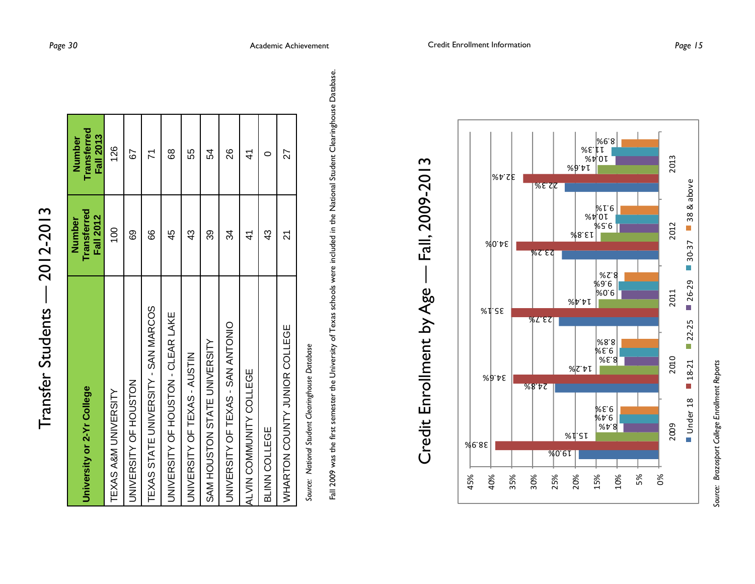# Transfer Students — 2012-2013

| University or 2-Yr College | Number Transferred Fall 2012 | Number Transferred Fall 2013 |
|---|---|---|
| TEXAS A&M UNIVERSITY | 100 | 126 |
| UNIVERSITY OF HOUSTON | 69 | 67 |
| TEXAS STATE UNIVERSITY - SAN MARCOS | 66 | 71 |
| UNIVERSITY OF HOUSTON - CLEAR LAKE | 45 | 68 |
| UNIVERSITY OF TEXAS - AUSTIN | 43 | 55 |
| SAM HOUSTON STATE UNIVERSITY | 39 | 54 |
| UNIVERSITY OF TEXAS - SAN ANTONIO | 34 | 26 |
| ALVIN COMMUNITY COLLEGE | 41 | 41 |
| BLINN COLLEGE | 43 | 0 |
| WHARTON COUNTY JUNIOR COLLEGE | 21 | 27 |

*Source: National Student Clearinghouse Database*

Fall 2009 was the first semester the University of Texas schools were included in the National Student Clearinghouse Database.

# Credit Enrollment by Age — Fall, 2009-2013

| Age | 2009 | 2010 | 2011 | 2012 | 2013 |
|---|---|---|---|---|---|
| Under 18 | 19.0% | 24.8% | 23.7% | 23.2% | 22.3% |
| 18-21 | 38.9% | 34.6% | 35.1% | 34.0% | 32.4% |
| 22-25 | 15.1% | 14.2% | 14.4% | 13.8% | 14.6% |
| 26-29 | 8.4% | 8.3% | 9.0% | 9.5% | 10.4% |
| 30-37 | 9.4% | 9.3% | 9.6% | 10.4% | 11.3% |
| 38 & above | 9.3% | 8.8% | 8.2% | 9.1% | 8.9% |

*Source: Brazosport College Enrollment Reports*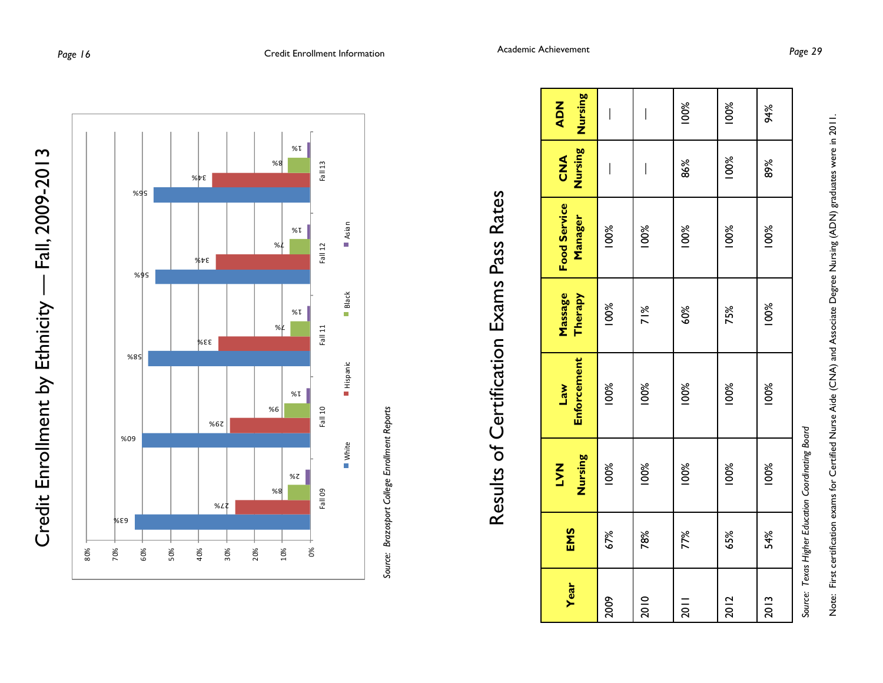# Credit Enrollment by Ethnicity — Fall, 2009-2013

| | White | Hispanic | Black | Asian |
|---|---|---|---|---|
| Fall 09 | 63% | 27% | 8% | 2% |
| Fall 10 | 60% | 29% | 9% | 1% |
| Fall 11 | 58% | 33% | 7% | 1% |
| Fall 12 | 56% | 34% | 7% | 1% |
| Fall 13 | 56% | 34% | 8% | 1% |

*Source: Brazosport College Enrollment Reports*

# Results of Certification Exams Pass Rates

| Year | EMS | LVN Nursing | Law Enforcement | Massage Therapy | Food Service Manager | CNA Nursing | ADN Nursing |
|---|---|---|---|---|---|---|---|
| 2009 | 67% | 100% | 100% | 100% | 100% | — | — |
| 2010 | 78% | 100% | 100% | 71% | 100% | — | — |
| 2011 | 77% | 100% | 100% | 60% | 100% | 86% | 100% |
| 2012 | 65% | 100% | 100% | 75% | 100% | 100% | 100% |
| 2013 | 54% | 100% | 100% | 100% | 100% | 89% | 94% |

*Source: Texas Higher Education Coordinating Board*

Note: First certification exams for Certified Nurse Aide (CNA) and Associate Degree Nursing (ADN) graduates were in 2011.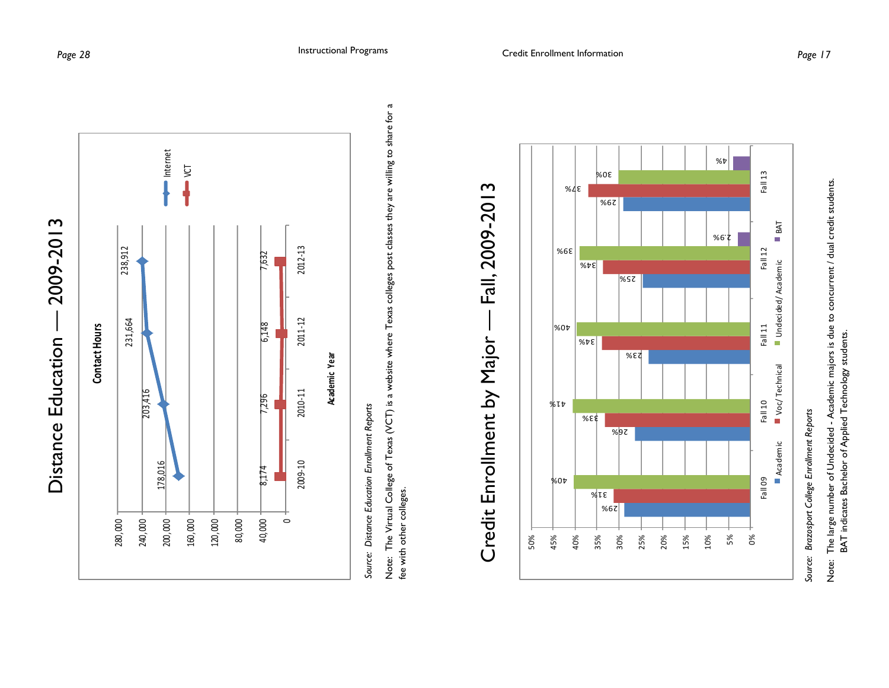## Distance Education — 2009-2013

**Contact Hours**

| Academic Year | Internet | VCT |
|---|---|---|
| 2009-10 | 178,016 | 8,174 |
| 2010-11 | 203,416 | 7,296 |
| 2011-12 | 231,664 | 6,148 |
| 2012-13 | 238,912 | 7,632 |

*Source: Distance Education Enrollment Reports*

Note: The Virtual College of Texas (VCT) is a website where Texas colleges post classes they are willing to share for a fee with other colleges.

## Credit Enrollment by Major — Fall, 2009-2013

| | Academic | Voc/Technical | Undecided/Academic | BAT |
|---|---|---|---|---|
| Fall 09 | 29% | 31% | 40% | |
| Fall 10 | 26% | 33% | 41% | |
| Fall 11 | 23% | 34% | 40% | |
| Fall 12 | 25% | 34% | 39% | 2.9% |
| Fall 13 | 29% | 37% | 30% | 4% |

*Source: Brazosport College Enrollment Reports*

Note: The large number of Undecided - Academic majors is due to concurrent / dual credit students. BAT indicates Bachelor of Applied Technology students.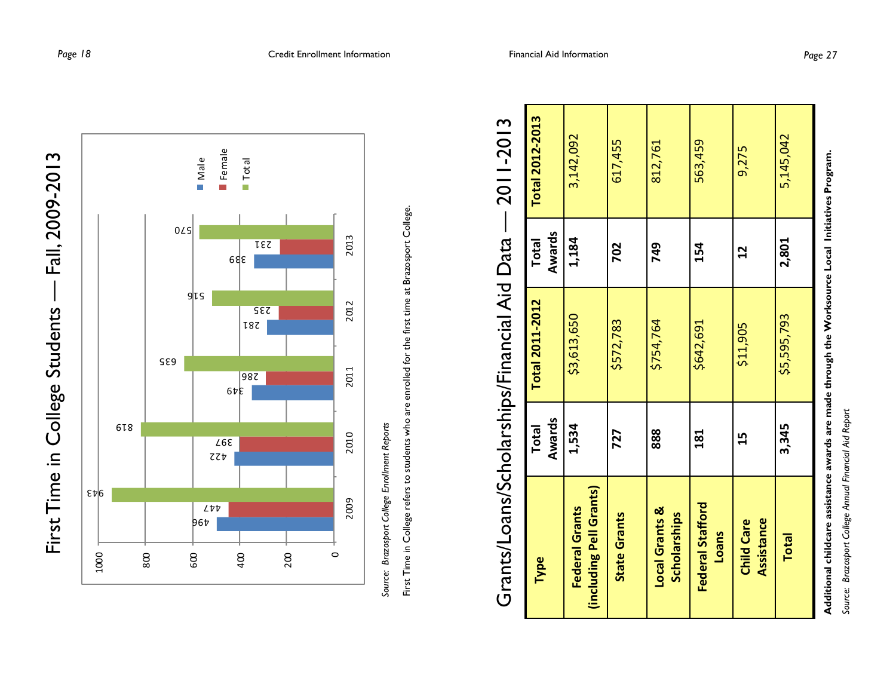# First Time in College Students — Fall, 2009-2013

| Year | Male | Female | Total |
|---|---|---|---|
| 2009 | 496 | 447 | 943 |
| 2010 | 422 | 397 | 819 |
| 2011 | 349 | 286 | 635 |
| 2012 | 281 | 235 | 516 |
| 2013 | 339 | 231 | 570 |

*Source: Brazosport College Enrollment Reports*

First Time in College refers to students who are enrolled for the first time at Brazosport College.

# Grants/Loans/Scholarships/Financial Aid Data — 2011-2013

| Type | Total Awards | Total 2011-2012 | Total Awards | Total 2012-2013 |
|---|---|---|---|---|
| **Federal Grants (including Pell Grants)** | **1,534** | $3,613,650 | **1,184** | 3,142,092 |
| **State Grants** | **727** | $572,783 | **702** | 617,455 |
| **Local Grants & Scholarships** | **888** | $754,764 | **749** | 812,761 |
| **Federal Stafford Loans** | **181** | $642,691 | **154** | 563,459 |
| **Child Care Assistance** | **15** | $11,905 | **12** | 9,275 |
| **Total** | **3,345** | $5,595,793 | **2,801** | 5,145,042 |

**Additional childcare assistance awards are made through the Worksource Local Initiatives Program.**

*Source: Brazosport College Annual Financial Aid Report*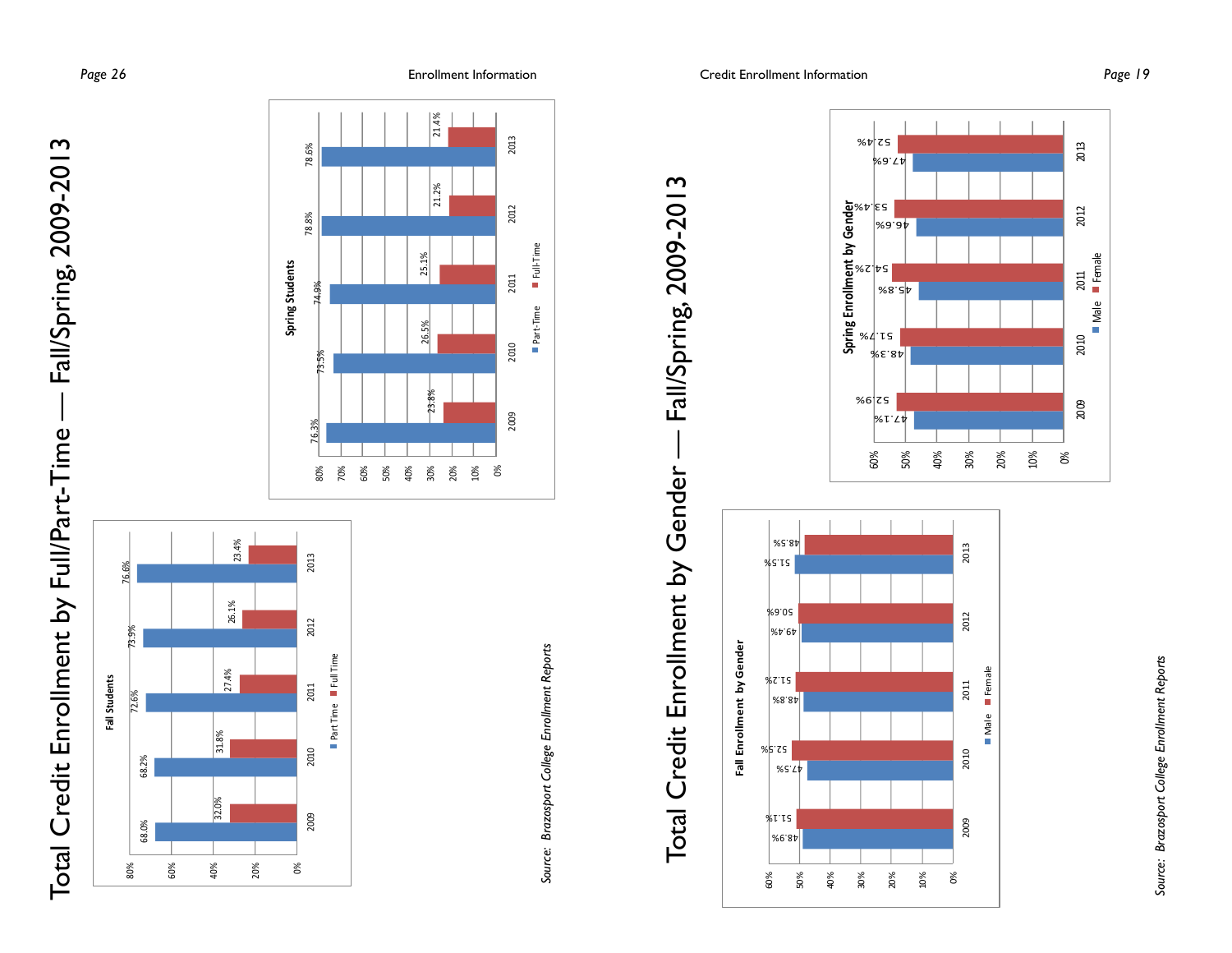# Total Credit Enrollment by Full/Part-Time — Fall/Spring, 2009-2013

**Fall Students**

| Year | Part Time | Full Time |
|---|---|---|
| 2009 | 68.0% | 32.0% |
| 2010 | 68.2% | 31.8% |
| 2011 | 72.6% | 27.4% |
| 2012 | 73.9% | 26.1% |
| 2013 | 76.6% | 23.4% |

**Spring Students**

| Year | Part-Time | Full-Time |
|---|---|---|
| 2009 | 76.3% | 23.8% |
| 2010 | 73.5% | 26.5% |
| 2011 | 74.9% | 25.1% |
| 2012 | 78.8% | 21.2% |
| 2013 | 78.6% | 21.4% |

*Source: Brazosport College Enrollment Reports*

# Total Credit Enrollment by Gender — Fall/Spring, 2009-2013

**Fall Enrollment by Gender**

| Year | Male | Female |
|---|---|---|
| 2009 | 48.9% | 51.1% |
| 2010 | 47.5% | 52.5% |
| 2011 | 48.8% | 51.2% |
| 2012 | 49.4% | 50.6% |
| 2013 | 51.5% | 48.5% |

**Spring Enrollment by Gender**

| Year | Male | Female |
|---|---|---|
| 2009 | 47.1% | 52.9% |
| 2010 | 48.3% | 51.7% |
| 2011 | 45.8% | 54.2% |
| 2012 | 46.6% | 53.4% |
| 2013 | 47.6% | 52.4% |

*Source: Brazosport College Enrollment Reports*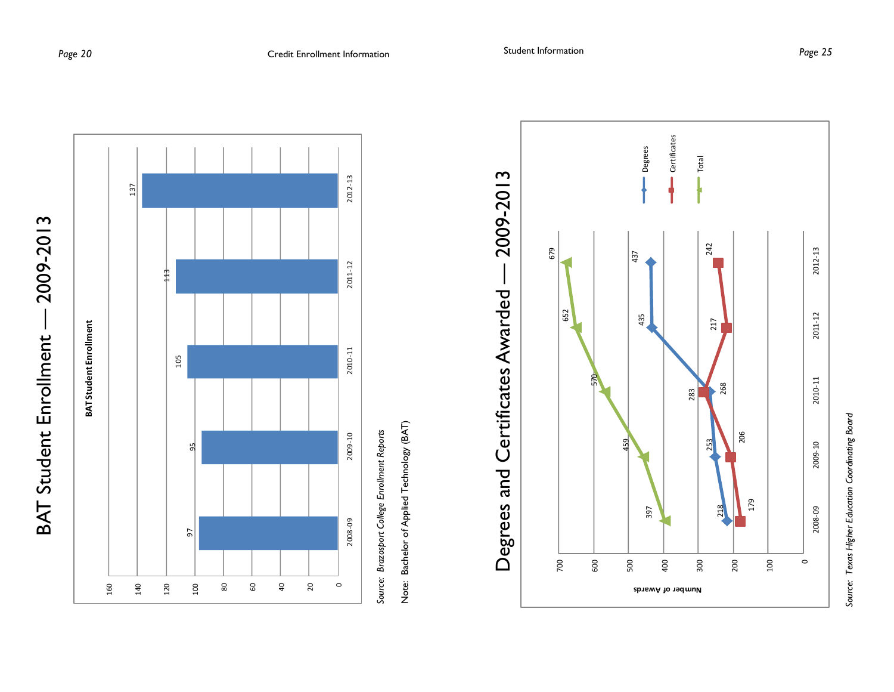# BAT Student Enrollment — 2009-2013

**BAT Student Enrollment**

| Year | Enrollment |
| --- | --- |
| 2008-09 | 97 |
| 2009-10 | 95 |
| 2010-11 | 105 |
| 2011-12 | 113 |
| 2012-13 | 137 |

*Source: Brazosport College Enrollment Reports*

Note: Bachelor of Applied Technology (BAT)

# Degrees and Certificates Awarded — 2009-2013

| Year | Degrees | Certificates | Total |
| --- | --- | --- | --- |
| 2008-09 | 218 | 179 | 397 |
| 2009-10 | 253 | 206 | 459 |
| 2010-11 | 268 | 283 | 570 |
| 2011-12 | 435 | 217 | 652 |
| 2012-13 | 437 | 242 | 679 |

*Source: Texas Higher Education Coordinating Board*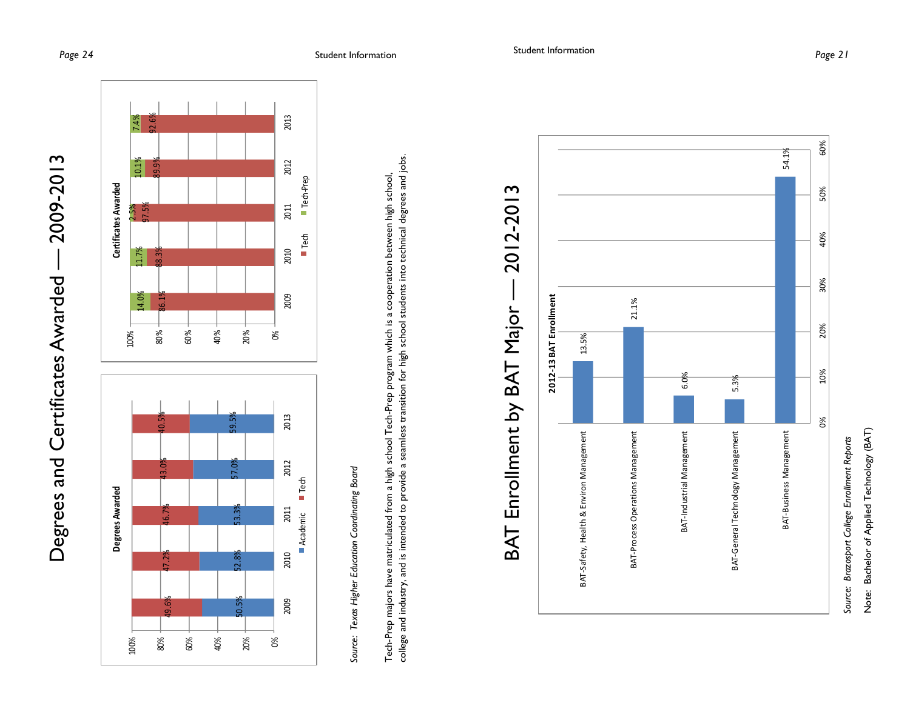# Degrees and Certificates Awarded — 2009-2013

**Degrees Awarded**

| Year | Academic | Tech |
|---|---|---|
| 2009 | 50.5% | 49.6% |
| 2010 | 52.8% | 47.2% |
| 2011 | 53.3% | 46.7% |
| 2012 | 57.0% | 43.0% |
| 2013 | 59.5% | 40.5% |

**Certificates Awarded**

| Year | Tech | Tech-Prep |
|---|---|---|
| 2009 | 86.1% | 14.0% |
| 2010 | 88.3% | 11.7% |
| 2011 | 97.5% | 2.5% |
| 2012 | 89.9% | 10.1% |
| 2013 | 92.6% | 7.4% |

*Source: Texas Higher Education Coordinating Board*

Tech-Prep majors have matriculated from a high school Tech-Prep program which is a cooperation between high school, college and industry, and is intended to provide a seamless transition for high school students into technical degrees and jobs.

# BAT Enrollment by BAT Major — 2012-2013

**2012-13 BAT Enrollment**

| BAT Major | Enrollment |
|---|---|
| BAT-Safety, Health & Environ Management | 13.5% |
| BAT-Process Operations Management | 21.1% |
| BAT-Industrial Management | 6.0% |
| BAT-General Technology Management | 5.3% |
| BAT-Business Management | 54.1% |

*Source: Brazosport College Enrollment Reports*

Note: Bachelor of Applied Technology (BAT)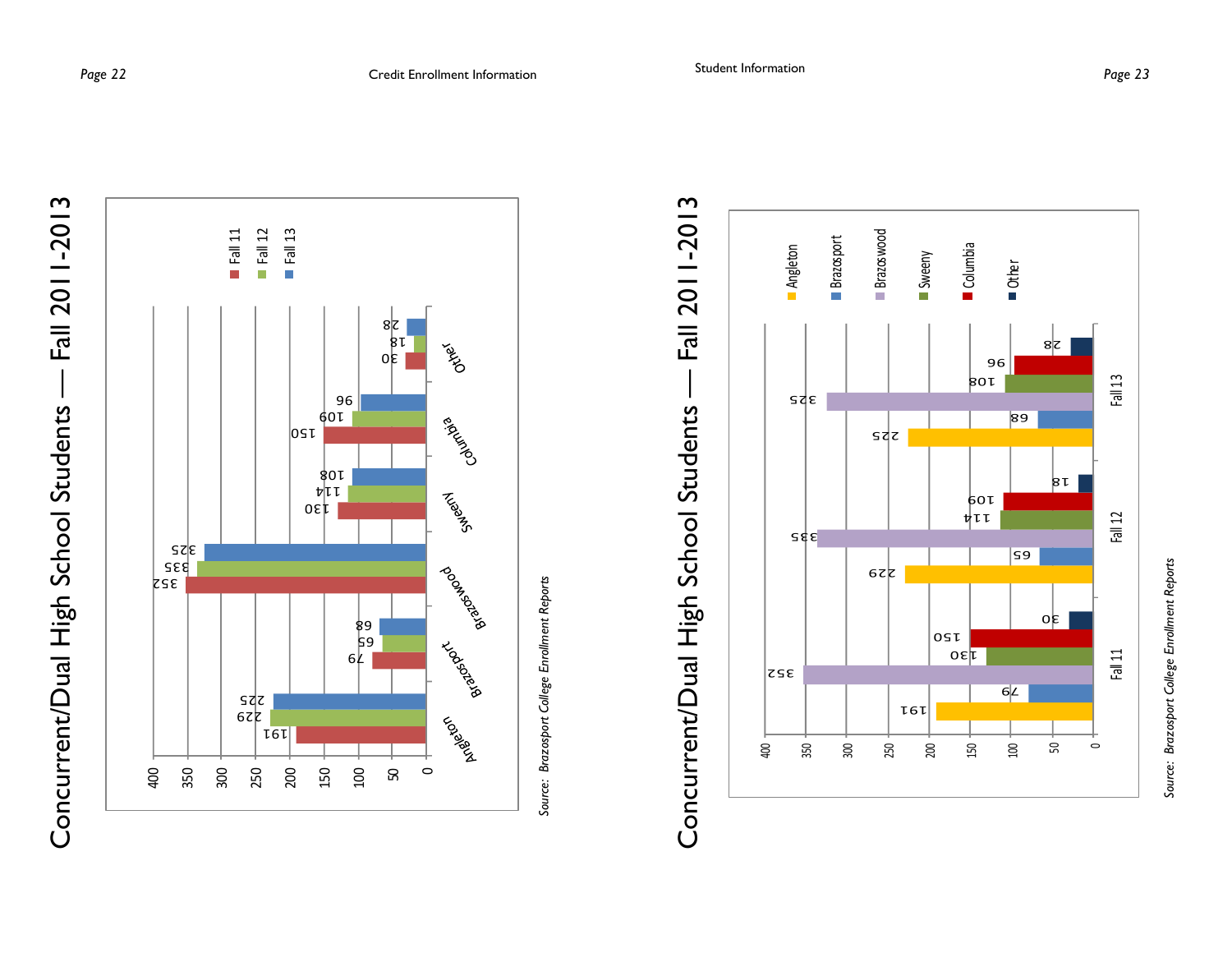## Credit Enrollment Information

# Concurrent/Dual High School Students — Fall 2011-2013

Fall 11
Fall 12
Fall 13

400
350
300
250
200
150
100
50
0

Angleton: 191, 229, 225
Brazosport: 79, 65, 68
Brazoswood: 352, 335, 325
Sweeny: 130, 114, 108
Columbia: 150, 109, 96
Other: 30, 18, 28

*Source: Brazosport College Enrollment Reports*

## Student Information

# Concurrent/Dual High School Students — Fall 2011-2013

Angleton
Brazosport
Brazoswood
Sweeny
Columbia
Other

400
350
300
250
200
150
100
50
0

Fall 11: 191, 79, 352, 130, 150, 30
Fall 12: 229, 65, 335, 114, 109, 18
Fall 13: 225, 68, 325, 108, 96, 28

*Source: Brazosport College Enrollment Reports*